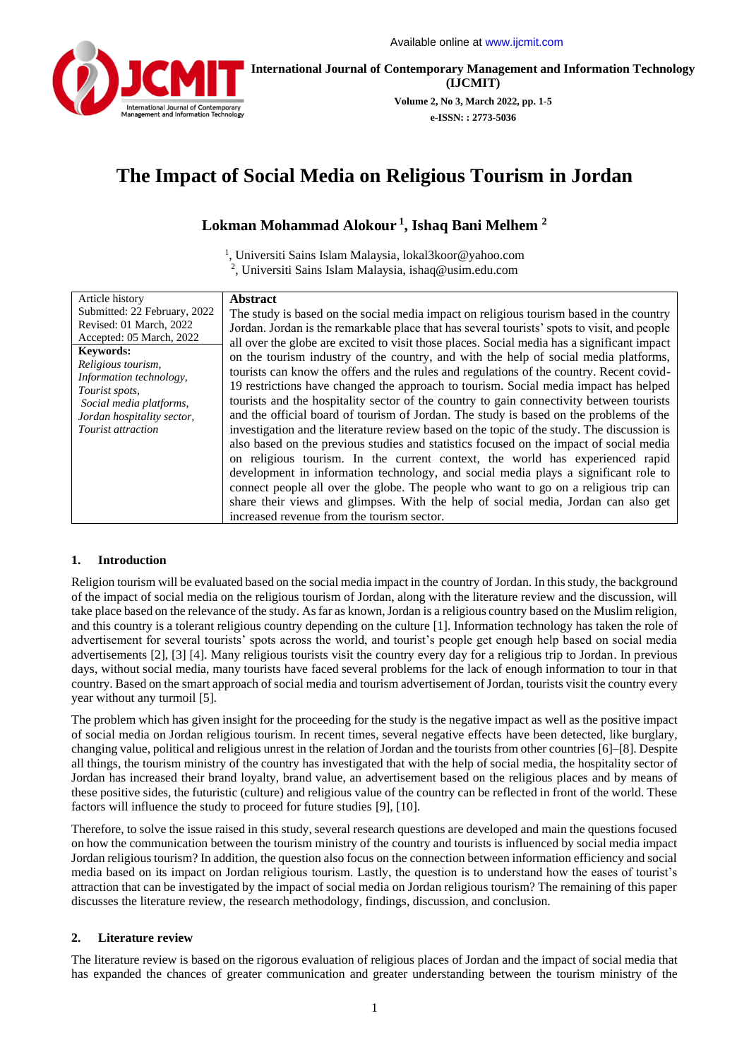# The Impact of Social Media on Religious Tourism in Jordan

**Lokman Mohammad Alokour [1], Ishaq Bani Melhem [2]**

[1], Universiti Sains Islam Malaysia, lokal3koor@yahoo.com
[2], Universiti Sains Islam Malaysia, ishaq@usim.edu.com

| Article history | Abstract |
|---|---|
| Submitted: 22 February, 2022<br>Revised: 01 March, 2022<br>Accepted: 05 March, 2022<br>**Keywords:**<br>*Religious tourism,*<br>*Information technology,*<br>*Tourist spots,*<br>*Social media platforms,*<br>*Jordan hospitality sector,*<br>*Tourist attraction* | The study is based on the social media impact on religious tourism based in the country Jordan. Jordan is the remarkable place that has several tourists' spots to visit, and people all over the globe are excited to visit those places. Social media has a significant impact on the tourism industry of the country, and with the help of social media platforms, tourists can know the offers and the rules and regulations of the country. Recent covid-19 restrictions have changed the approach to tourism. Social media impact has helped tourists and the hospitality sector of the country to gain connectivity between tourists and the official board of tourism of Jordan. The study is based on the problems of the investigation and the literature review based on the topic of the study. The discussion is also based on the previous studies and statistics focused on the impact of social media on religious tourism. In the current context, the world has experienced rapid development in information technology, and social media plays a significant role to connect people all over the globe. The people who want to go on a religious trip can share their views and glimpses. With the help of social media, Jordan can also get increased revenue from the tourism sector. |

## 1. Introduction

Religion tourism will be evaluated based on the social media impact in the country of Jordan. In this study, the background of the impact of social media on the religious tourism of Jordan, along with the literature review and the discussion, will take place based on the relevance of the study. As far as known, Jordan is a religious country based on the Muslim religion, and this country is a tolerant religious country depending on the culture [1]. Information technology has taken the role of advertisement for several tourists' spots across the world, and tourist's people get enough help based on social media advertisements [2], [3] [4]. Many religious tourists visit the country every day for a religious trip to Jordan. In previous days, without social media, many tourists have faced several problems for the lack of enough information to tour in that country. Based on the smart approach of social media and tourism advertisement of Jordan, tourists visit the country every year without any turmoil [5].

The problem which has given insight for the proceeding for the study is the negative impact as well as the positive impact of social media on Jordan religious tourism. In recent times, several negative effects have been detected, like burglary, changing value, political and religious unrest in the relation of Jordan and the tourists from other countries [6]–[8]. Despite all things, the tourism ministry of the country has investigated that with the help of social media, the hospitality sector of Jordan has increased their brand loyalty, brand value, an advertisement based on the religious places and by means of these positive sides, the futuristic (culture) and religious value of the country can be reflected in front of the world. These factors will influence the study to proceed for future studies [9], [10].

Therefore, to solve the issue raised in this study, several research questions are developed and main the questions focused on how the communication between the tourism ministry of the country and tourists is influenced by social media impact Jordan religious tourism? In addition, the question also focus on the connection between information efficiency and social media based on its impact on Jordan religious tourism. Lastly, the question is to understand how the eases of tourist's attraction that can be investigated by the impact of social media on Jordan religious tourism? The remaining of this paper discusses the literature review, the research methodology, findings, discussion, and conclusion.

## 2. Literature review

The literature review is based on the rigorous evaluation of religious places of Jordan and the impact of social media that has expanded the chances of greater communication and greater understanding between the tourism ministry of the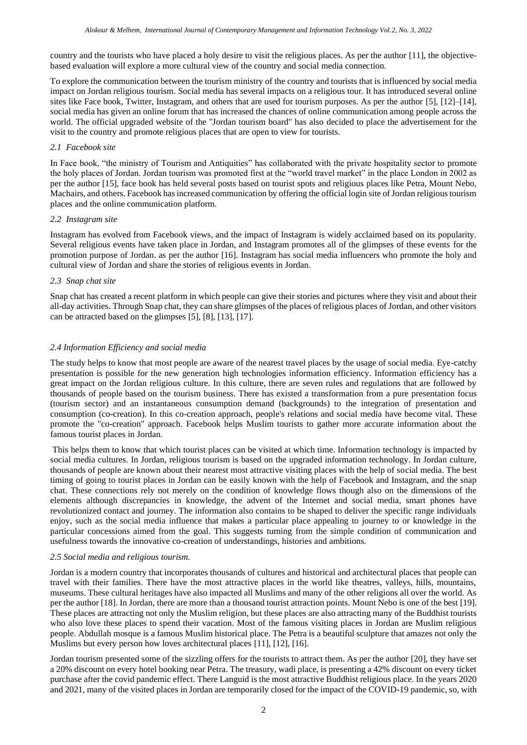country and the tourists who have placed a holy desire to visit the religious places. As per the author [11], the objective-based evaluation will explore a more cultural view of the country and social media connection.

To explore the communication between the tourism ministry of the country and tourists that is influenced by social media impact on Jordan religious tourism. Social media has several impacts on a religious tour. It has introduced several online sites like Face book, Twitter, Instagram, and others that are used for tourism purposes. As per the author [5], [12]–[14], social media has given an online forum that has increased the chances of online communication among people across the world. The official upgraded website of the "Jordan tourism board" has also decided to place the advertisement for the visit to the country and promote religious places that are open to view for tourists.

### *2.1 Facebook site*

In Face book, "the ministry of Tourism and Antiquities" has collaborated with the private hospitality sector to promote the holy places of Jordan. Jordan tourism was promoted first at the "world travel market" in the place London in 2002 as per the author [15], face book has held several posts based on tourist spots and religious places like Petra, Mount Nebo, Machairs, and others. Facebook has increased communication by offering the official login site of Jordan religious tourism places and the online communication platform.

### *2.2 Instagram site*

Instagram has evolved from Facebook views, and the impact of Instagram is widely acclaimed based on its popularity. Several religious events have taken place in Jordan, and Instagram promotes all of the glimpses of these events for the promotion purpose of Jordan. as per the author [16]. Instagram has social media influencers who promote the holy and cultural view of Jordan and share the stories of religious events in Jordan.

### *2.3 Snap chat site*

Snap chat has created a recent platform in which people can give their stories and pictures where they visit and about their all-day activities. Through Snap chat, they can share glimpses of the places of religious places of Jordan, and other visitors can be attracted based on the glimpses [5], [8], [13], [17].

### *2.4 Information Efficiency and social media*

The study helps to know that most people are aware of the nearest travel places by the usage of social media. Eye-catchy presentation is possible for the new generation high technologies information efficiency. Information efficiency has a great impact on the Jordan religious culture. In this culture, there are seven rules and regulations that are followed by thousands of people based on the tourism business. There has existed a transformation from a pure presentation focus (tourism sector) and an instantaneous consumption demand (backgrounds) to the integration of presentation and consumption (co-creation). In this co-creation approach, people's relations and social media have become vital. These promote the "co-creation" approach. Facebook helps Muslim tourists to gather more accurate information about the famous tourist places in Jordan.

This helps them to know that which tourist places can be visited at which time. Information technology is impacted by social media cultures. In Jordan, religious tourism is based on the upgraded information technology. In Jordan culture, thousands of people are known about their nearest most attractive visiting places with the help of social media. The best timing of going to tourist places in Jordan can be easily known with the help of Facebook and Instagram, and the snap chat. These connections rely not merely on the condition of knowledge flows though also on the dimensions of the elements although discrepancies in knowledge, the advent of the Internet and social media, smart phones have revolutionized contact and journey. The information also contains to be shaped to deliver the specific range individuals enjoy, such as the social media influence that makes a particular place appealing to journey to or knowledge in the particular concessions aimed from the goal. This suggests turning from the simple condition of communication and usefulness towards the innovative co-creation of understandings, histories and ambitions.

### *2.5 Social media and religious tourism.*

Jordan is a modern country that incorporates thousands of cultures and historical and architectural places that people can travel with their families. There have the most attractive places in the world like theatres, valleys, hills, mountains, museums. These cultural heritages have also impacted all Muslims and many of the other religions all over the world. As per the author [18]. In Jordan, there are more than a thousand tourist attraction points. Mount Nebo is one of the best [19]. These places are attracting not only the Muslim religion, but these places are also attracting many of the Buddhist tourists who also love these places to spend their vacation. Most of the famous visiting places in Jordan are Muslim religious people. Abdullah mosque is a famous Muslim historical place. The Petra is a beautiful sculpture that amazes not only the Muslims but every person how loves architectural places [11], [12], [16].

Jordan tourism presented some of the sizzling offers for the tourists to attract them. As per the author [20], they have set a 20% discount on every hotel booking near Petra. The treasury, wadi place, is presenting a 42% discount on every ticket purchase after the covid pandemic effect. There Languid is the most attractive Buddhist religious place. In the years 2020 and 2021, many of the visited places in Jordan are temporarily closed for the impact of the COVID-19 pandemic, so, with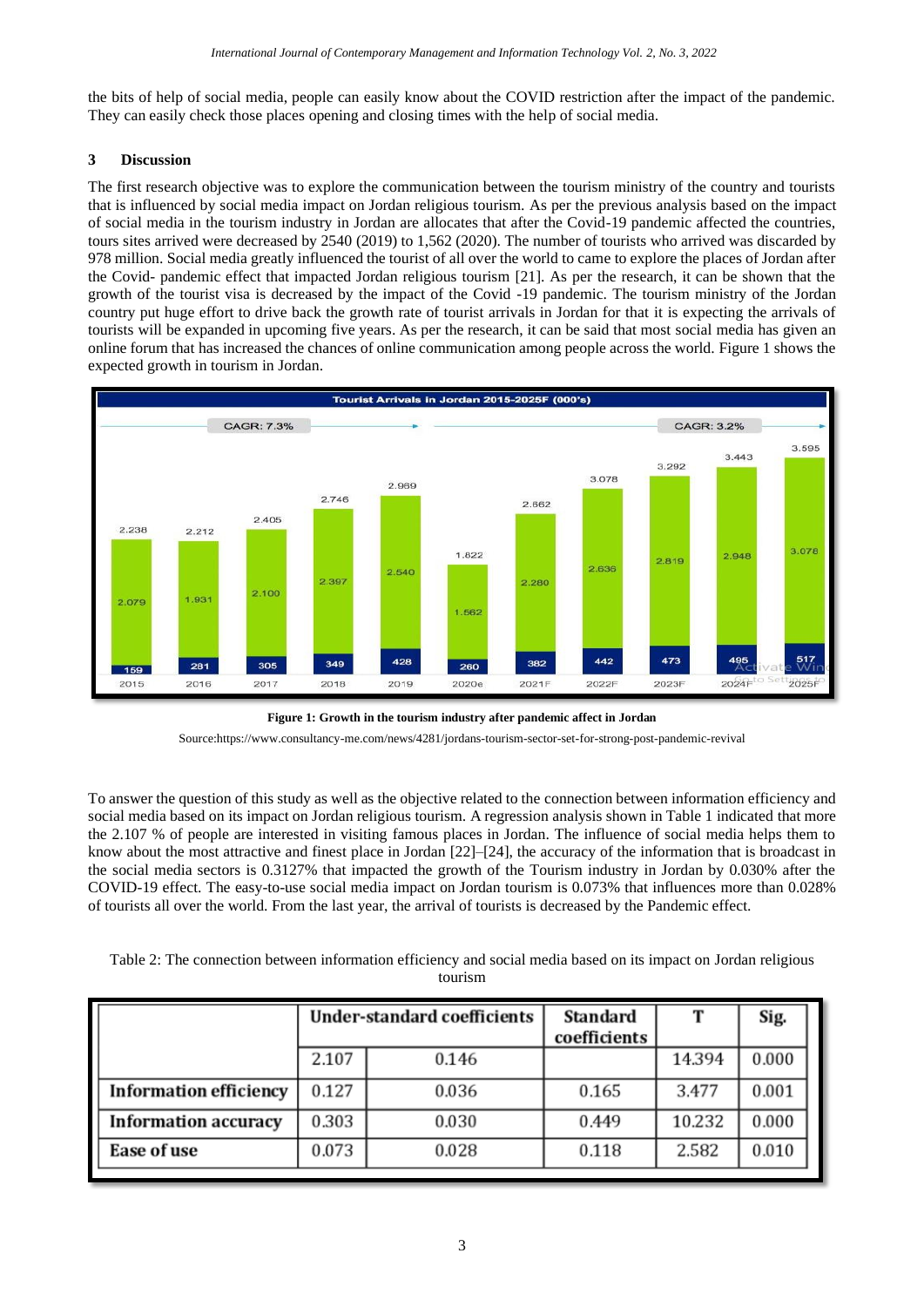the bits of help of social media, people can easily know about the COVID restriction after the impact of the pandemic. They can easily check those places opening and closing times with the help of social media.

## 3 Discussion

The first research objective was to explore the communication between the tourism ministry of the country and tourists that is influenced by social media impact on Jordan religious tourism. As per the previous analysis based on the impact of social media in the tourism industry in Jordan are allocates that after the Covid-19 pandemic affected the countries, tours sites arrived were decreased by 2540 (2019) to 1,562 (2020). The number of tourists who arrived was discarded by 978 million. Social media greatly influenced the tourist of all over the world to came to explore the places of Jordan after the Covid- pandemic effect that impacted Jordan religious tourism [21]. As per the research, it can be shown that the growth of the tourist visa is decreased by the impact of the Covid -19 pandemic. The tourism ministry of the Jordan country put huge effort to drive back the growth rate of tourist arrivals in Jordan for that it is expecting the arrivals of tourists will be expanded in upcoming five years. As per the research, it can be said that most social media has given an online forum that has increased the chances of online communication among people across the world. Figure 1 shows the expected growth in tourism in Jordan.

**Figure 1: Growth in the tourism industry after pandemic affect in Jordan**

Source:https://www.consultancy-me.com/news/4281/jordans-tourism-sector-set-for-strong-post-pandemic-revival

To answer the question of this study as well as the objective related to the connection between information efficiency and social media based on its impact on Jordan religious tourism. A regression analysis shown in Table 1 indicated that more the 2.107 % of people are interested in visiting famous places in Jordan. The influence of social media helps them to know about the most attractive and finest place in Jordan [22]–[24], the accuracy of the information that is broadcast in the social media sectors is 0.3127% that impacted the growth of the Tourism industry in Jordan by 0.030% after the COVID-19 effect. The easy-to-use social media impact on Jordan tourism is 0.073% that influences more than 0.028% of tourists all over the world. From the last year, the arrival of tourists is decreased by the Pandemic effect.

Table 2: The connection between information efficiency and social media based on its impact on Jordan religious tourism

| | Under-standard coefficients | | Standard coefficients | T | Sig. |
|---|---|---|---|---|---|
| | 2.107 | 0.146 | | 14.394 | 0.000 |
| **Information efficiency** | 0.127 | 0.036 | 0.165 | 3.477 | 0.001 |
| **Information accuracy** | 0.303 | 0.030 | 0.449 | 10.232 | 0.000 |
| **Ease of use** | 0.073 | 0.028 | 0.118 | 2.582 | 0.010 |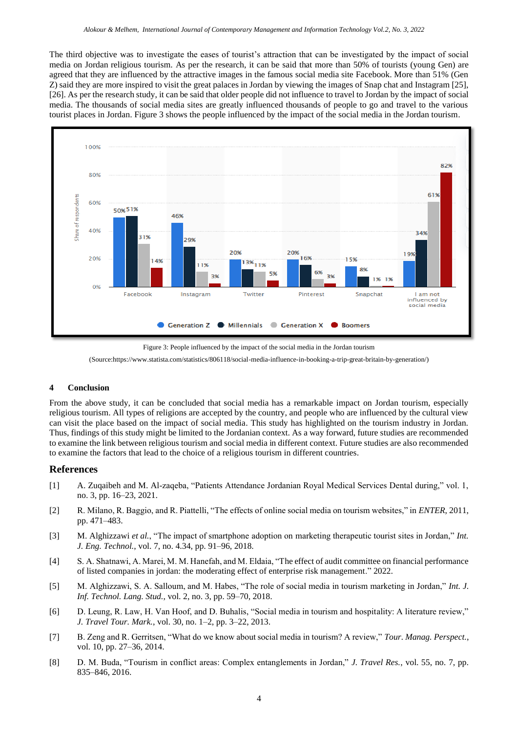The third objective was to investigate the eases of tourist's attraction that can be investigated by the impact of social media on Jordan religious tourism. As per the research, it can be said that more than 50% of tourists (young Gen) are agreed that they are influenced by the attractive images in the famous social media site Facebook. More than 51% (Gen Z) said they are more inspired to visit the great palaces in Jordan by viewing the images of Snap chat and Instagram [25], [26]. As per the research study, it can be said that older people did not influence to travel to Jordan by the impact of social media. The thousands of social media sites are greatly influenced thousands of people to go and travel to the various tourist places in Jordan. Figure 3 shows the people influenced by the impact of the social media in the Jordan tourism.

| Share of respondents | Generation Z | Millennials | Generation X | Boomers |
|---|---|---|---|---|
| Facebook | 50% | 51% | 31% | 14% |
| Instagram | 46% | 29% | 11% | 3% |
| Twitter | 20% | 13% | 11% | 5% |
| Pinterest | 20% | 16% | 6% | 3% |
| Snapchat | 15% | 8% | 1% | 1% |
| I am not influenced by social media | 19% | 34% | 61% | 82% |

Figure 3: People influenced by the impact of the social media in the Jordan tourism

(Source:https://www.statista.com/statistics/806118/social-media-influence-in-booking-a-trip-great-britain-by-generation/)

## 4 Conclusion

From the above study, it can be concluded that social media has a remarkable impact on Jordan tourism, especially religious tourism. All types of religions are accepted by the country, and people who are influenced by the cultural view can visit the place based on the impact of social media. This study has highlighted on the tourism industry in Jordan. Thus, findings of this study might be limited to the Jordanian context. As a way forward, future studies are recommended to examine the link between religious tourism and social media in different context. Future studies are also recommended to examine the factors that lead to the choice of a religious tourism in different countries.

## References

[1] A. Zuqaibeh and M. Al-zaqeba, "Patients Attendance Jordanian Royal Medical Services Dental during," vol. 1, no. 3, pp. 16–23, 2021.

[2] R. Milano, R. Baggio, and R. Piattelli, "The effects of online social media on tourism websites," in *ENTER*, 2011, pp. 471–483.

[3] M. Alghizzawi *et al.*, "The impact of smartphone adoption on marketing therapeutic tourist sites in Jordan," *Int. J. Eng. Technol.*, vol. 7, no. 4.34, pp. 91–96, 2018.

[4] S. A. Shatnawi, A. Marei, M. M. Hanefah, and M. Eldaia, "The effect of audit committee on financial performance of listed companies in jordan: the moderating effect of enterprise risk management." 2022.

[5] M. Alghizzawi, S. A. Salloum, and M. Habes, "The role of social media in tourism marketing in Jordan," *Int. J. Inf. Technol. Lang. Stud.*, vol. 2, no. 3, pp. 59–70, 2018.

[6] D. Leung, R. Law, H. Van Hoof, and D. Buhalis, "Social media in tourism and hospitality: A literature review," *J. Travel Tour. Mark.*, vol. 30, no. 1–2, pp. 3–22, 2013.

[7] B. Zeng and R. Gerritsen, "What do we know about social media in tourism? A review," *Tour. Manag. Perspect.*, vol. 10, pp. 27–36, 2014.

[8] D. M. Buda, "Tourism in conflict areas: Complex entanglements in Jordan," *J. Travel Res.*, vol. 55, no. 7, pp. 835–846, 2016.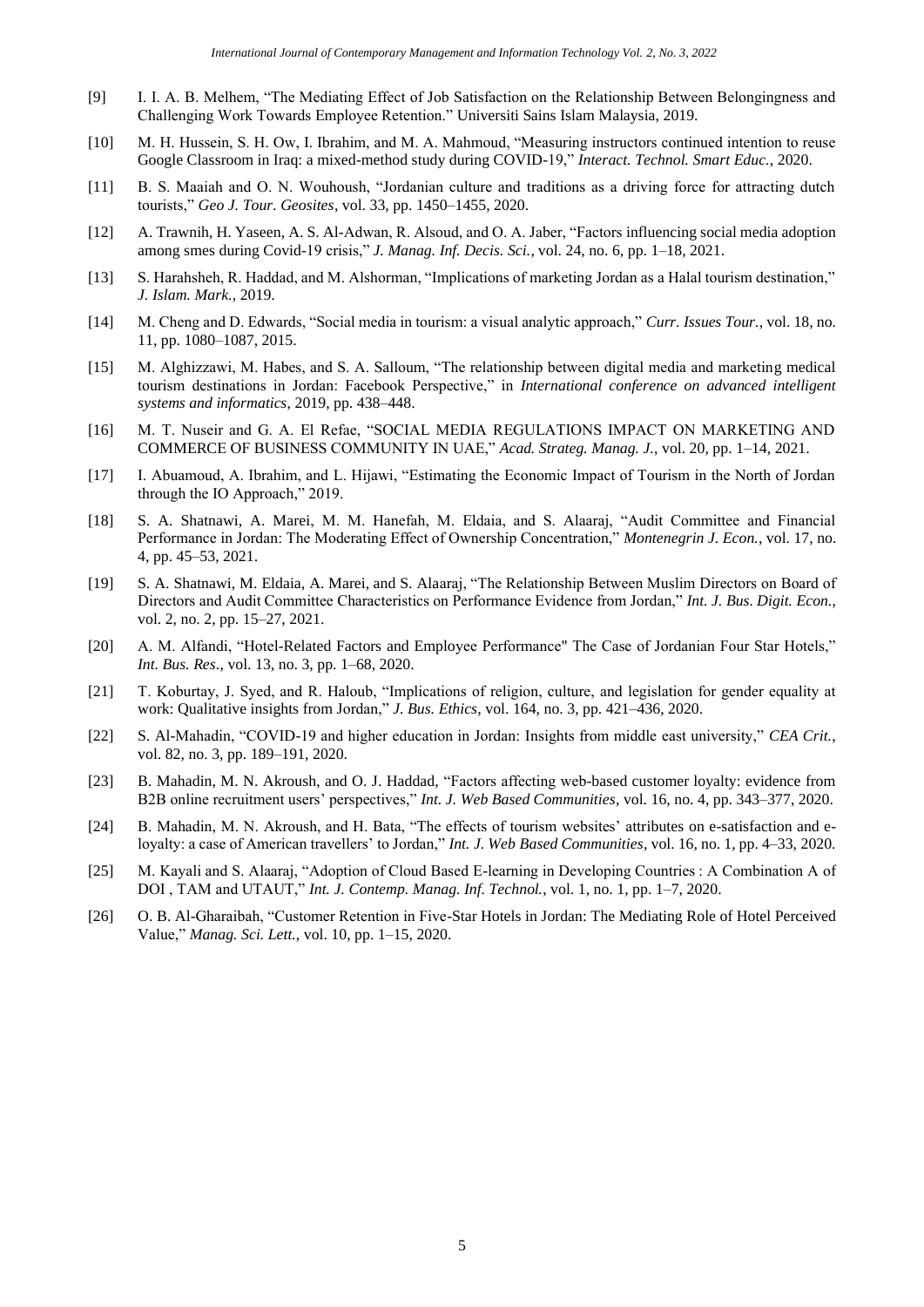[9] I. I. A. B. Melhem, "The Mediating Effect of Job Satisfaction on the Relationship Between Belongingness and Challenging Work Towards Employee Retention." Universiti Sains Islam Malaysia, 2019.

[10] M. H. Hussein, S. H. Ow, I. Ibrahim, and M. A. Mahmoud, "Measuring instructors continued intention to reuse Google Classroom in Iraq: a mixed-method study during COVID-19," *Interact. Technol. Smart Educ.*, 2020.

[11] B. S. Maaiah and O. N. Wouhoush, "Jordanian culture and traditions as a driving force for attracting dutch tourists," *Geo J. Tour. Geosites*, vol. 33, pp. 1450–1455, 2020.

[12] A. Trawnih, H. Yaseen, A. S. Al-Adwan, R. Alsoud, and O. A. Jaber, "Factors influencing social media adoption among smes during Covid-19 crisis," *J. Manag. Inf. Decis. Sci.*, vol. 24, no. 6, pp. 1–18, 2021.

[13] S. Harahsheh, R. Haddad, and M. Alshorman, "Implications of marketing Jordan as a Halal tourism destination," *J. Islam. Mark.*, 2019.

[14] M. Cheng and D. Edwards, "Social media in tourism: a visual analytic approach," *Curr. Issues Tour.*, vol. 18, no. 11, pp. 1080–1087, 2015.

[15] M. Alghizzawi, M. Habes, and S. A. Salloum, "The relationship between digital media and marketing medical tourism destinations in Jordan: Facebook Perspective," in *International conference on advanced intelligent systems and informatics*, 2019, pp. 438–448.

[16] M. T. Nuseir and G. A. El Refae, "SOCIAL MEDIA REGULATIONS IMPACT ON MARKETING AND COMMERCE OF BUSINESS COMMUNITY IN UAE," *Acad. Strateg. Manag. J.*, vol. 20, pp. 1–14, 2021.

[17] I. Abuamoud, A. Ibrahim, and L. Hijawi, "Estimating the Economic Impact of Tourism in the North of Jordan through the IO Approach," 2019.

[18] S. A. Shatnawi, A. Marei, M. M. Hanefah, M. Eldaia, and S. Alaaraj, "Audit Committee and Financial Performance in Jordan: The Moderating Effect of Ownership Concentration," *Montenegrin J. Econ.*, vol. 17, no. 4, pp. 45–53, 2021.

[19] S. A. Shatnawi, M. Eldaia, A. Marei, and S. Alaaraj, "The Relationship Between Muslim Directors on Board of Directors and Audit Committee Characteristics on Performance Evidence from Jordan," *Int. J. Bus. Digit. Econ.*, vol. 2, no. 2, pp. 15–27, 2021.

[20] A. M. Alfandi, "Hotel-Related Factors and Employee Performance" The Case of Jordanian Four Star Hotels," *Int. Bus. Res.*, vol. 13, no. 3, pp. 1–68, 2020.

[21] T. Koburtay, J. Syed, and R. Haloub, "Implications of religion, culture, and legislation for gender equality at work: Qualitative insights from Jordan," *J. Bus. Ethics*, vol. 164, no. 3, pp. 421–436, 2020.

[22] S. Al-Mahadin, "COVID-19 and higher education in Jordan: Insights from middle east university," *CEA Crit.*, vol. 82, no. 3, pp. 189–191, 2020.

[23] B. Mahadin, M. N. Akroush, and O. J. Haddad, "Factors affecting web-based customer loyalty: evidence from B2B online recruitment users' perspectives," *Int. J. Web Based Communities*, vol. 16, no. 4, pp. 343–377, 2020.

[24] B. Mahadin, M. N. Akroush, and H. Bata, "The effects of tourism websites' attributes on e-satisfaction and e-loyalty: a case of American travellers' to Jordan," *Int. J. Web Based Communities*, vol. 16, no. 1, pp. 4–33, 2020.

[25] M. Kayali and S. Alaaraj, "Adoption of Cloud Based E-learning in Developing Countries : A Combination A of DOI , TAM and UTAUT," *Int. J. Contemp. Manag. Inf. Technol.*, vol. 1, no. 1, pp. 1–7, 2020.

[26] O. B. Al-Gharaibah, "Customer Retention in Five-Star Hotels in Jordan: The Mediating Role of Hotel Perceived Value," *Manag. Sci. Lett.*, vol. 10, pp. 1–15, 2020.